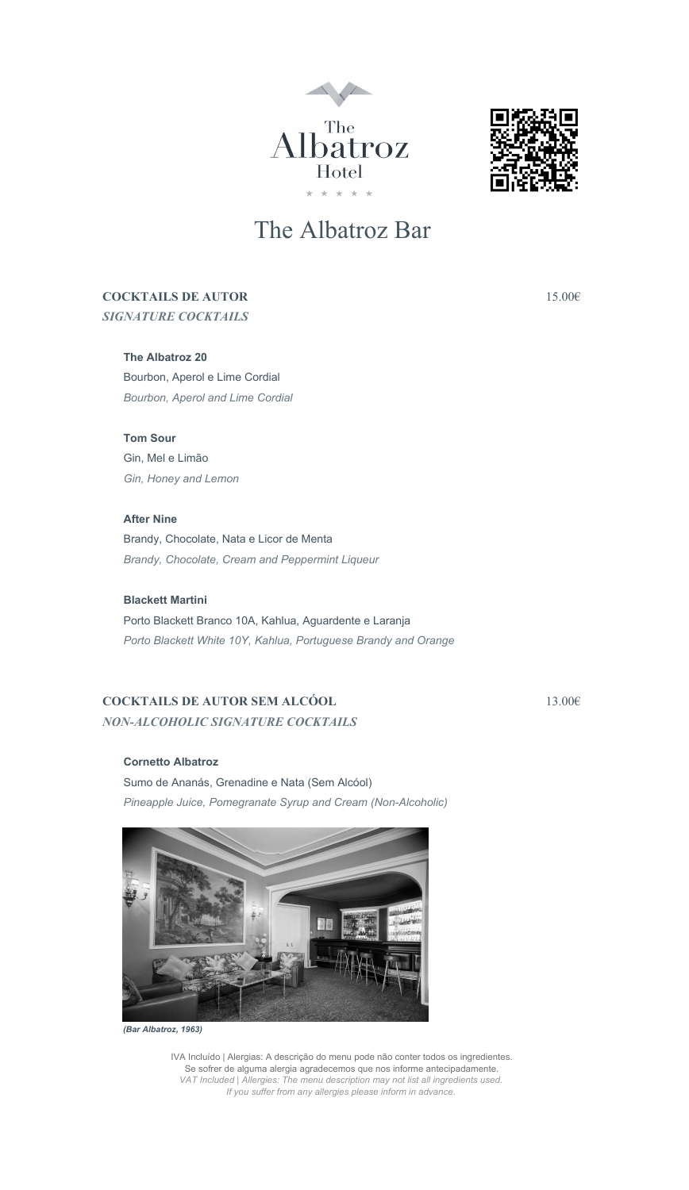# The Albatroz Bar

## COCKTAILS DE AUTOR — 15.00€
***SIGNATURE COCKTAILS***

**The Albatroz 20**
Bourbon, Aperol e Lime Cordial
*Bourbon, Aperol and Lime Cordial*

**Tom Sour**
Gin, Mel e Limão
*Gin, Honey and Lemon*

**After Nine**
Brandy, Chocolate, Nata e Licor de Menta
*Brandy, Chocolate, Cream and Peppermint Liqueur*

**Blackett Martini**
Porto Blackett Branco 10A, Kahlua, Aguardente e Laranja
*Porto Blackett White 10Y, Kahlua, Portuguese Brandy and Orange*

## COCKTAILS DE AUTOR SEM ALCÓOL — 13.00€
***NON-ALCOHOLIC SIGNATURE COCKTAILS***

**Cornetto Albatroz**
Sumo de Ananás, Grenadine e Nata (Sem Alcóol)
*Pineapple Juice, Pomegranate Syrup and Cream (Non-Alcoholic)*

***(Bar Albatroz, 1963)***

IVA Incluído | Alergias: A descrição do menu pode não conter todos os ingredientes. Se sofrer de alguma alergia agradecemos que nos informe antecipadamente.
*VAT Included | Allergies: The menu description may not list all ingredients used. If you suffer from any allergies please inform in advance.*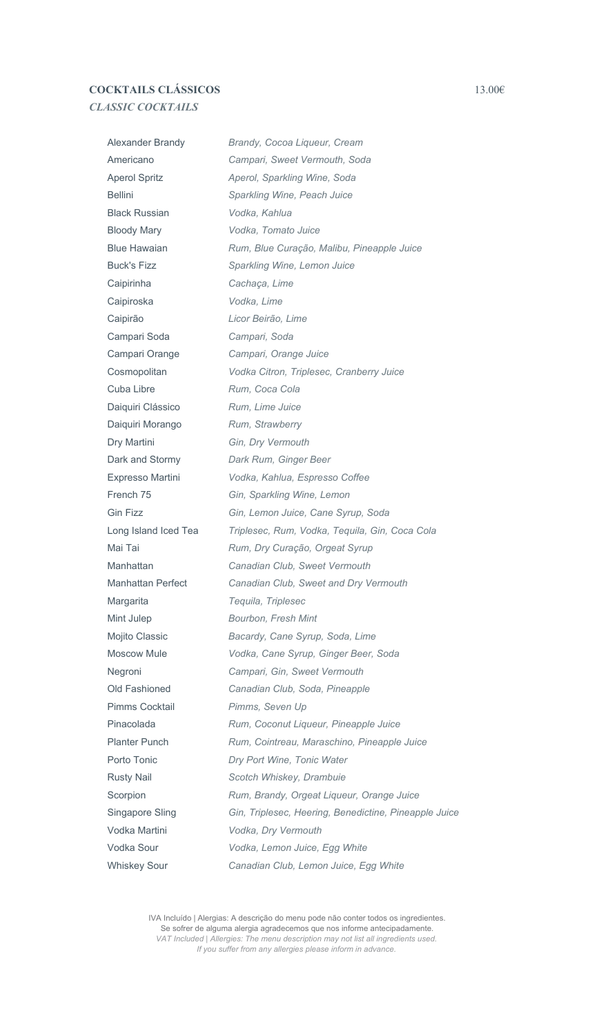## COCKTAILS CLÁSSICOS 13.00€

### *CLASSIC COCKTAILS*

| | |
|---|---|
| Alexander Brandy | *Brandy, Cocoa Liqueur, Cream* |
| Americano | *Campari, Sweet Vermouth, Soda* |
| Aperol Spritz | *Aperol, Sparkling Wine, Soda* |
| Bellini | *Sparkling Wine, Peach Juice* |
| Black Russian | *Vodka, Kahlua* |
| Bloody Mary | *Vodka, Tomato Juice* |
| Blue Hawaian | *Rum, Blue Curação, Malibu, Pineapple Juice* |
| Buck's Fizz | *Sparkling Wine, Lemon Juice* |
| Caipirinha | *Cachaça, Lime* |
| Caipiroska | *Vodka, Lime* |
| Caipirão | *Licor Beirão, Lime* |
| Campari Soda | *Campari, Soda* |
| Campari Orange | *Campari, Orange Juice* |
| Cosmopolitan | *Vodka Citron, Triplesec, Cranberry Juice* |
| Cuba Libre | *Rum, Coca Cola* |
| Daiquiri Clássico | *Rum, Lime Juice* |
| Daiquiri Morango | *Rum, Strawberry* |
| Dry Martini | *Gin, Dry Vermouth* |
| Dark and Stormy | *Dark Rum, Ginger Beer* |
| Expresso Martini | *Vodka, Kahlua, Espresso Coffee* |
| French 75 | *Gin, Sparkling Wine, Lemon* |
| Gin Fizz | *Gin, Lemon Juice, Cane Syrup, Soda* |
| Long Island Iced Tea | *Triplesec, Rum, Vodka, Tequila, Gin, Coca Cola* |
| Mai Tai | *Rum, Dry Curação, Orgeat Syrup* |
| Manhattan | *Canadian Club, Sweet Vermouth* |
| Manhattan Perfect | *Canadian Club, Sweet and Dry Vermouth* |
| Margarita | *Tequila, Triplesec* |
| Mint Julep | *Bourbon, Fresh Mint* |
| Mojito Classic | *Bacardy, Cane Syrup, Soda, Lime* |
| Moscow Mule | *Vodka, Cane Syrup, Ginger Beer, Soda* |
| Negroni | *Campari, Gin, Sweet Vermouth* |
| Old Fashioned | *Canadian Club, Soda, Pineapple* |
| Pimms Cocktail | *Pimms, Seven Up* |
| Pinacolada | *Rum, Coconut Liqueur, Pineapple Juice* |
| Planter Punch | *Rum, Cointreau, Maraschino, Pineapple Juice* |
| Porto Tonic | *Dry Port Wine, Tonic Water* |
| Rusty Nail | *Scotch Whiskey, Drambuie* |
| Scorpion | *Rum, Brandy, Orgeat Liqueur, Orange Juice* |
| Singapore Sling | *Gin, Triplesec, Heering, Benedictine, Pineapple Juice* |
| Vodka Martini | *Vodka, Dry Vermouth* |
| Vodka Sour | *Vodka, Lemon Juice, Egg White* |
| Whiskey Sour | *Canadian Club, Lemon Juice, Egg White* |

IVA Incluído | Alergias: A descrição do menu pode não conter todos os ingredientes.
Se sofrer de alguma alergia agradecemos que nos informe antecipadamente.
*VAT Included | Allergies: The menu description may not list all ingredients used.*
*If you suffer from any allergies please inform in advance.*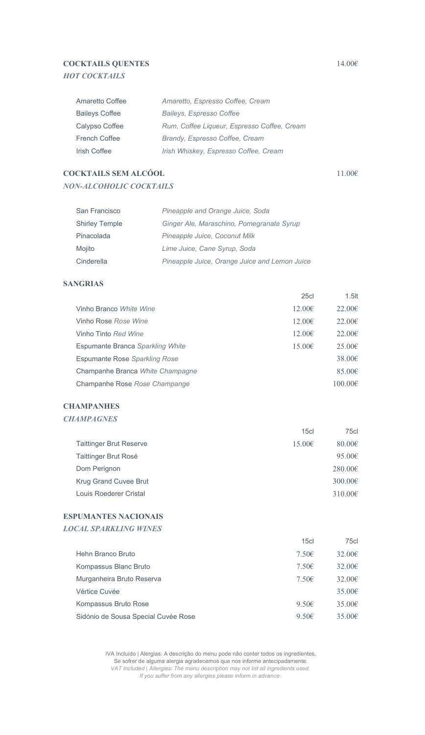## COCKTAILS QUENTES — 14.00€

### *HOT COCKTAILS*

| | |
|---|---|
| Amaretto Coffee | *Amaretto, Espresso Coffee, Cream* |
| Baileys Coffee | *Baileys, Espresso Coffee* |
| Calypso Coffee | *Rum, Coffee Liqueur, Espresso Coffee, Cream* |
| French Coffee | *Brandy, Espresso Coffee, Cream* |
| Irish Coffee | *Irish Whiskey, Espresso Coffee, Cream* |

## COCKTAILS SEM ALCÓOL — 11.00€

### *NON-ALCOHOLIC COCKTAILS*

| | |
|---|---|
| San Francisco | *Pineapple and Orange Juice, Soda* |
| Shirley Temple | *Ginger Ale, Maraschino, Pomegranate Syrup* |
| Pinacolada | *Pineapple Juice, Coconut Milk* |
| Mojito | *Lime Juice, Cane Syrup, Soda* |
| Cinderella | *Pineapple Juice, Orange Juice and Lemon Juice* |

## SANGRIAS

| | 25cl | 1.5lt |
|---|---|---|
| Vinho Branco *White Wine* | 12.00€ | 22.00€ |
| Vinho Rose *Rose Wine* | 12.00€ | 22.00€ |
| Vinho Tinto *Red Wine* | 12.00€ | 22.00€ |
| Espumante Branca *Sparkling White* | 15.00€ | 25.00€ |
| Espumante Rose *Sparkling Rose* | | 38.00€ |
| Champanhe Branca *White Champagne* | | 85.00€ |
| Champanhe Rose *Rose Champange* | | 100.00€ |

## CHAMPANHES

### *CHAMPAGNES*

| | 15cl | 75cl |
|---|---|---|
| Taittinger Brut Reserve | 15.00€ | 80.00€ |
| Taittinger Brut Rosé | | 95.00€ |
| Dom Perignon | | 280.00€ |
| Krug Grand Cuvee Brut | | 300.00€ |
| Louis Roederer Cristal | | 310.00€ |

## ESPUMANTES NACIONAIS

### *LOCAL SPARKLING WINES*

| | 15cl | 75cl |
|---|---|---|
| Hehn Branco Bruto | 7.50€ | 32.00€ |
| Kompassus Blanc Bruto | 7.50€ | 32.00€ |
| Murganheira Bruto Reserva | 7.50€ | 32.00€ |
| Vértice Cuvée | | 35.00€ |
| Kompassus Bruto Rose | 9.50€ | 35.00€ |
| Sidónio de Sousa Special Cuvée Rose | 9.50€ | 35.00€ |

IVA Incluído | Alergias: A descrição do menu pode não conter todos os ingredientes.
Se sofrer de alguma alergia agradecemos que nos informe antecipadamente.
*VAT Included | Allergies: The menu description may not list all ingredients used.*
*If you suffer from any allergies please inform in advance.*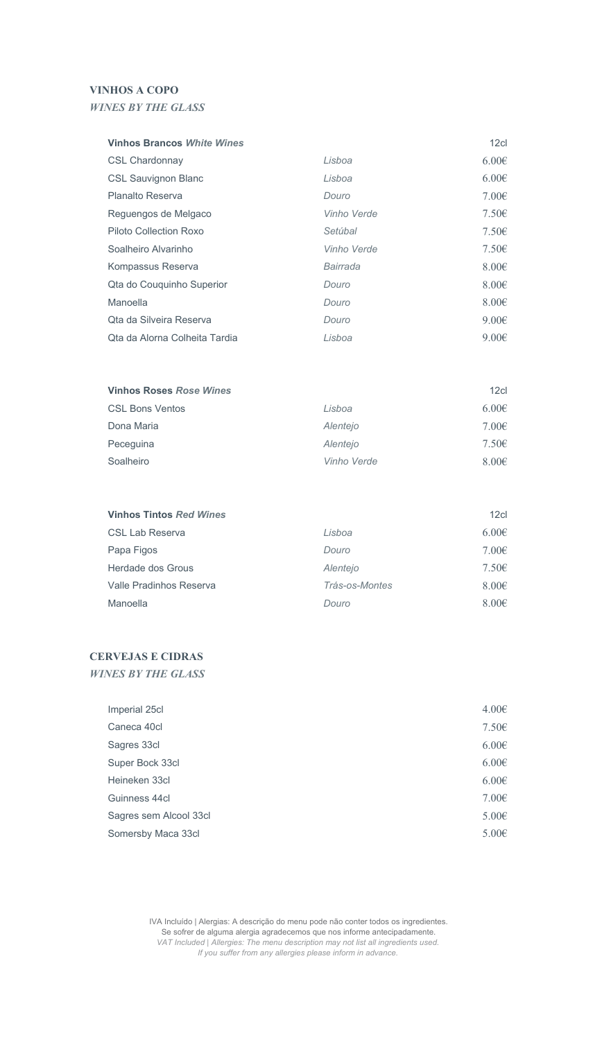## VINHOS A COPO
### *WINES BY THE GLASS*

| **Vinhos Brancos *White Wines*** | | 12cl |
|---|---|---|
| CSL Chardonnay | *Lisboa* | 6.00€ |
| CSL Sauvignon Blanc | *Lisboa* | 6.00€ |
| Planalto Reserva | *Douro* | 7.00€ |
| Reguengos de Melgaco | *Vinho Verde* | 7.50€ |
| Piloto Collection Roxo | *Setúbal* | 7.50€ |
| Soalheiro Alvarinho | *Vinho Verde* | 7.50€ |
| Kompassus Reserva | *Bairrada* | 8.00€ |
| Qta do Couquinho Superior | *Douro* | 8.00€ |
| Manoella | *Douro* | 8.00€ |
| Qta da Silveira Reserva | *Douro* | 9.00€ |
| Qta da Alorna Colheita Tardia | *Lisboa* | 9.00€ |

| **Vinhos Roses *Rose Wines*** | | 12cl |
|---|---|---|
| CSL Bons Ventos | *Lisboa* | 6.00€ |
| Dona Maria | *Alentejo* | 7.00€ |
| Peceguina | *Alentejo* | 7.50€ |
| Soalheiro | *Vinho Verde* | 8.00€ |

| **Vinhos Tintos *Red Wines*** | | 12cl |
|---|---|---|
| CSL Lab Reserva | *Lisboa* | 6.00€ |
| Papa Figos | *Douro* | 7.00€ |
| Herdade dos Grous | *Alentejo* | 7.50€ |
| Valle Pradinhos Reserva | *Trás-os-Montes* | 8.00€ |
| Manoella | *Douro* | 8.00€ |

## CERVEJAS E CIDRAS
### *WINES BY THE GLASS*

| | |
|---|---|
| Imperial 25cl | 4.00€ |
| Caneca 40cl | 7.50€ |
| Sagres 33cl | 6.00€ |
| Super Bock 33cl | 6.00€ |
| Heineken 33cl | 6.00€ |
| Guinness 44cl | 7.00€ |
| Sagres sem Alcool 33cl | 5.00€ |
| Somersby Maca 33cl | 5.00€ |

IVA Incluído | Alergias: A descrição do menu pode não conter todos os ingredientes.
Se sofrer de alguma alergia agradecemos que nos informe antecipadamente.
*VAT Included | Allergies: The menu description may not list all ingredients used.*
*If you suffer from any allergies please inform in advance.*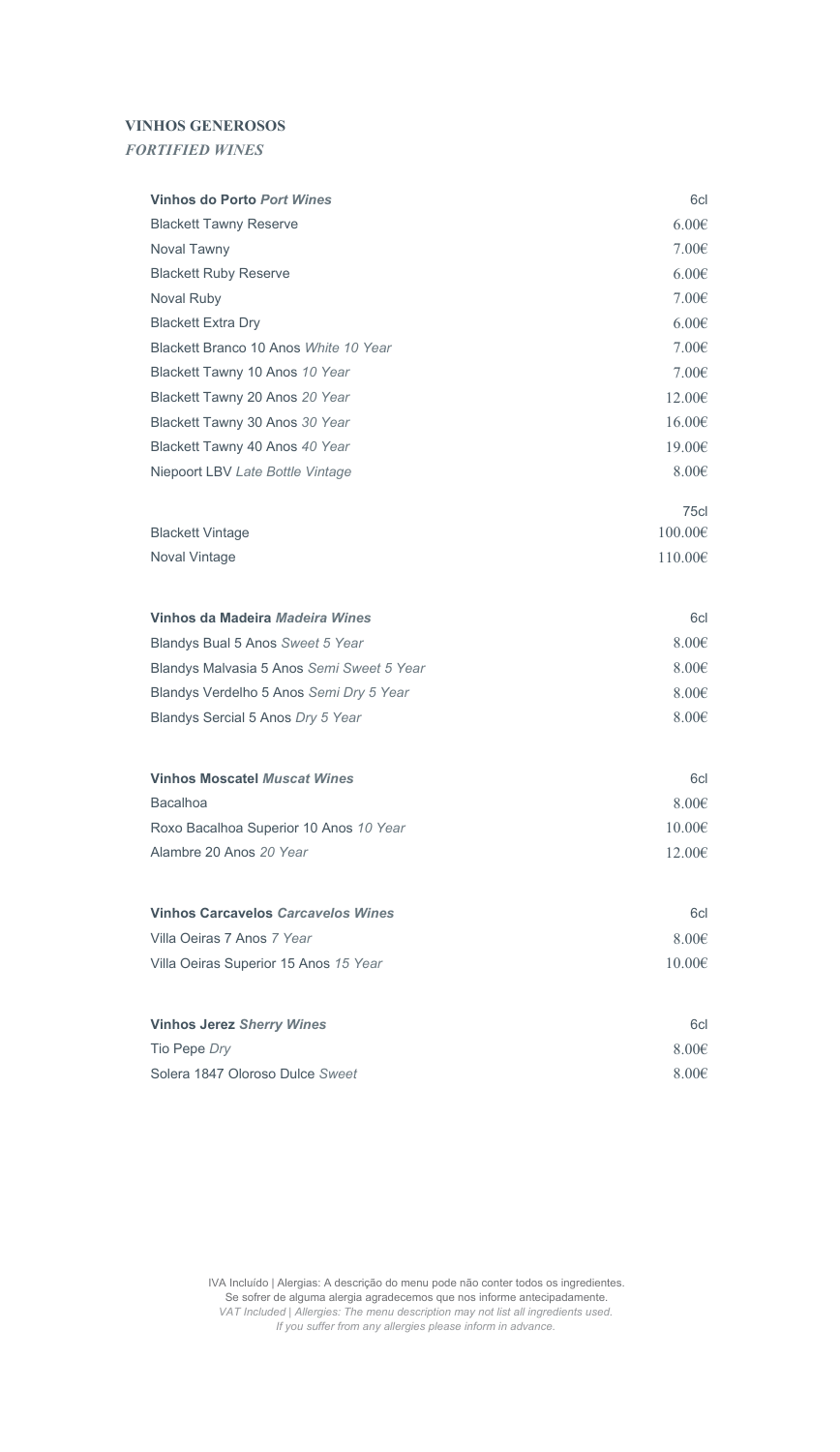## VINHOS GENEROSOS
### *FORTIFIED WINES*

| **Vinhos do Porto** ***Port Wines*** | 6cl |
|---|---|
| Blackett Tawny Reserve | 6.00€ |
| Noval Tawny | 7.00€ |
| Blackett Ruby Reserve | 6.00€ |
| Noval Ruby | 7.00€ |
| Blackett Extra Dry | 6.00€ |
| Blackett Branco 10 Anos *White 10 Year* | 7.00€ |
| Blackett Tawny 10 Anos *10 Year* | 7.00€ |
| Blackett Tawny 20 Anos *20 Year* | 12.00€ |
| Blackett Tawny 30 Anos *30 Year* | 16.00€ |
| Blackett Tawny 40 Anos *40 Year* | 19.00€ |
| Niepoort LBV *Late Bottle Vintage* | 8.00€ |
| | 75cl |
| Blackett Vintage | 100.00€ |
| Noval Vintage | 110.00€ |

| **Vinhos da Madeira** ***Madeira Wines*** | 6cl |
|---|---|
| Blandys Bual 5 Anos *Sweet 5 Year* | 8.00€ |
| Blandys Malvasia 5 Anos *Semi Sweet 5 Year* | 8.00€ |
| Blandys Verdelho 5 Anos *Semi Dry 5 Year* | 8.00€ |
| Blandys Sercial 5 Anos *Dry 5 Year* | 8.00€ |

| **Vinhos Moscatel** ***Muscat Wines*** | 6cl |
|---|---|
| Bacalhoa | 8.00€ |
| Roxo Bacalhoa Superior 10 Anos *10 Year* | 10.00€ |
| Alambre 20 Anos *20 Year* | 12.00€ |

| **Vinhos Carcavelos** ***Carcavelos Wines*** | 6cl |
|---|---|
| Villa Oeiras 7 Anos *7 Year* | 8.00€ |
| Villa Oeiras Superior 15 Anos *15 Year* | 10.00€ |

| **Vinhos Jerez** ***Sherry Wines*** | 6cl |
|---|---|
| Tio Pepe *Dry* | 8.00€ |
| Solera 1847 Oloroso Dulce *Sweet* | 8.00€ |

IVA Incluído | Alergias: A descrição do menu pode não conter todos os ingredientes.
Se sofrer de alguma alergia agradecemos que nos informe antecipadamente.
*VAT Included | Allergies: The menu description may not list all ingredients used.*
*If you suffer from any allergies please inform in advance.*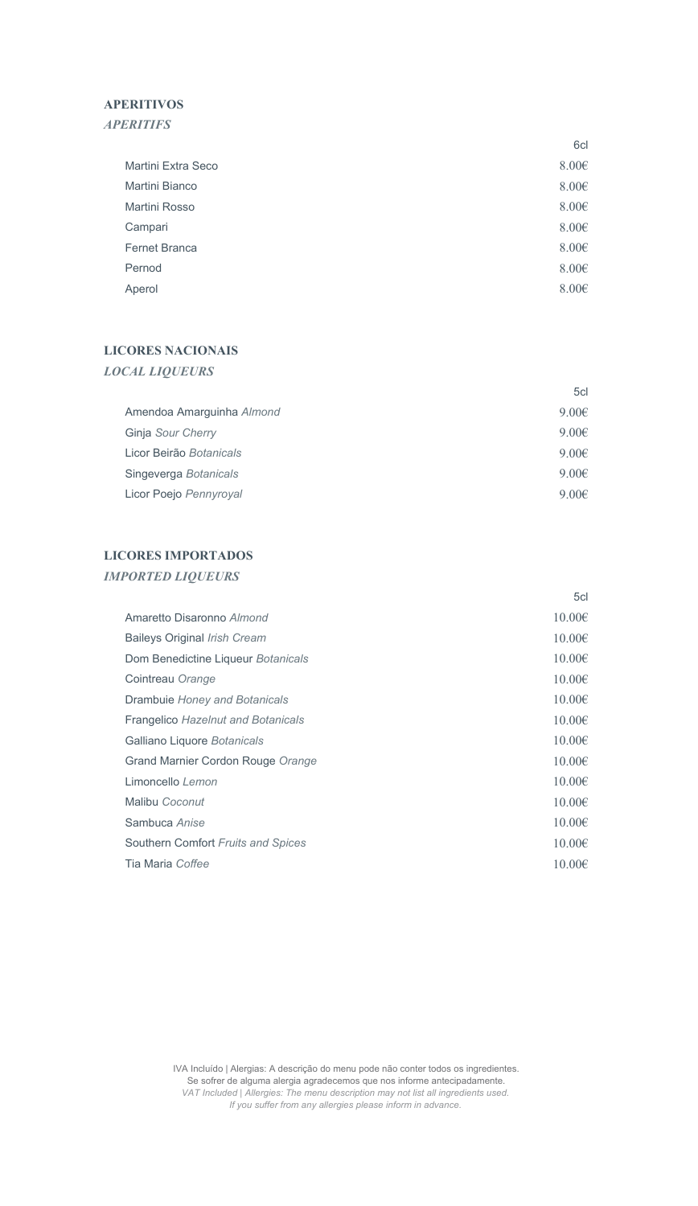## APERITIVOS

### *APERITIFS*

| | 6cl |
|---|---|
| Martini Extra Seco | 8.00€ |
| Martini Bianco | 8.00€ |
| Martini Rosso | 8.00€ |
| Campari | 8.00€ |
| Fernet Branca | 8.00€ |
| Pernod | 8.00€ |
| Aperol | 8.00€ |

## LICORES NACIONAIS

### *LOCAL LIQUEURS*

| | 5cl |
|---|---|
| Amendoa Amarguinha *Almond* | 9.00€ |
| Ginja *Sour Cherry* | 9.00€ |
| Licor Beirão *Botanicals* | 9.00€ |
| Singeverga *Botanicals* | 9.00€ |
| Licor Poejo *Pennyroyal* | 9.00€ |

## LICORES IMPORTADOS

### *IMPORTED LIQUEURS*

| | 5cl |
|---|---|
| Amaretto Disaronno *Almond* | 10.00€ |
| Baileys Original *Irish Cream* | 10.00€ |
| Dom Benedictine Liqueur *Botanicals* | 10.00€ |
| Cointreau *Orange* | 10.00€ |
| Drambuie *Honey and Botanicals* | 10.00€ |
| Frangelico *Hazelnut and Botanicals* | 10.00€ |
| Galliano Liquore *Botanicals* | 10.00€ |
| Grand Marnier Cordon Rouge *Orange* | 10.00€ |
| Limoncello *Lemon* | 10.00€ |
| Malibu *Coconut* | 10.00€ |
| Sambuca *Anise* | 10.00€ |
| Southern Comfort *Fruits and Spices* | 10.00€ |
| Tia Maria *Coffee* | 10.00€ |

IVA Incluído | Alergias: A descrição do menu pode não conter todos os ingredientes.
Se sofrer de alguma alergia agradecemos que nos informe antecipadamente.
*VAT Included | Allergies: The menu description may not list all ingredients used.*
*If you suffer from any allergies please inform in advance.*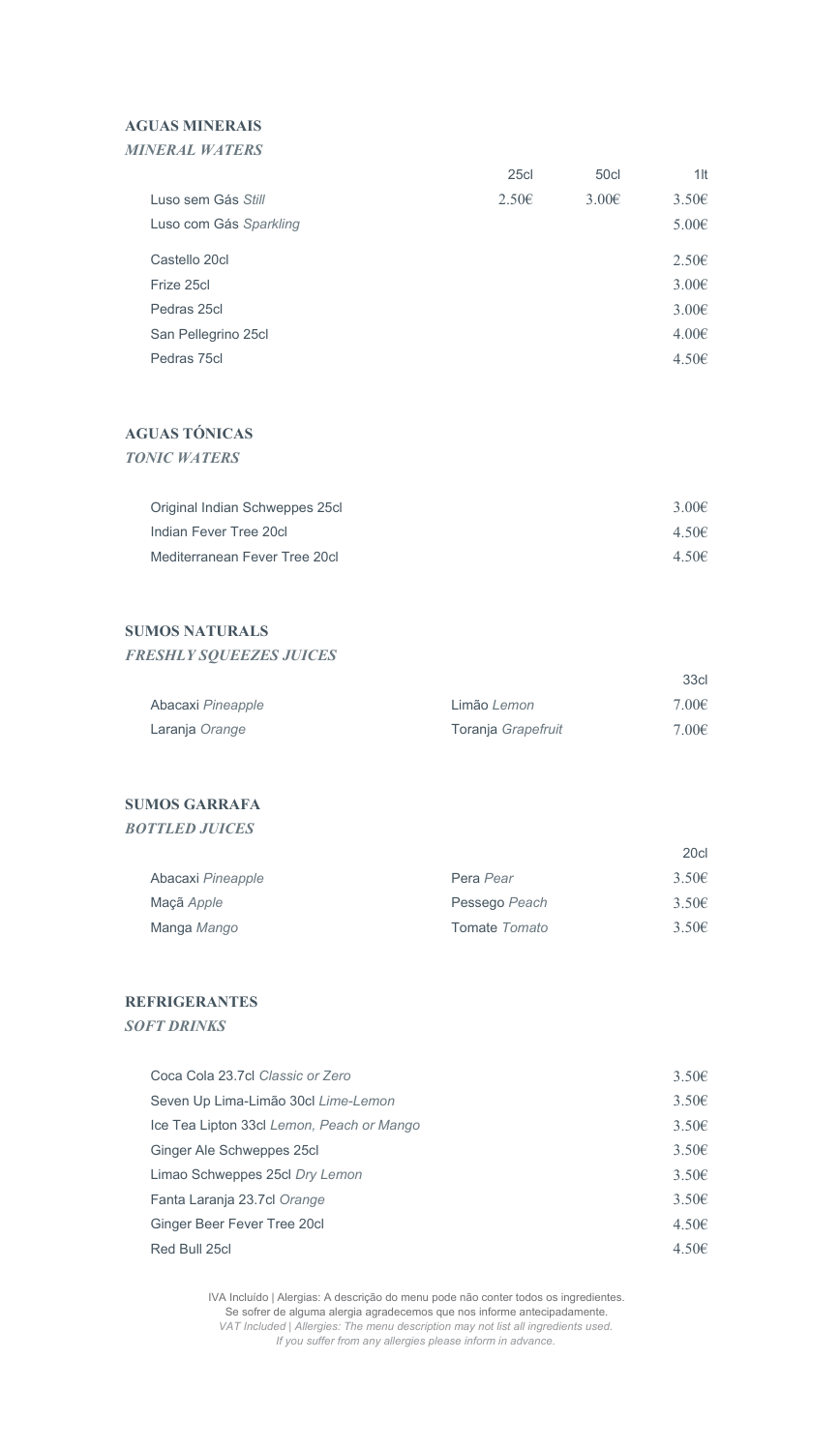## AGUAS MINERAIS

### *MINERAL WATERS*

| | 25cl | 50cl | 1lt |
|---|---|---|---|
| Luso sem Gás *Still* | 2.50€ | 3.00€ | 3.50€ |
| Luso com Gás *Sparkling* | | | 5.00€ |
| Castello 20cl | | | 2.50€ |
| Frize 25cl | | | 3.00€ |
| Pedras 25cl | | | 3.00€ |
| San Pellegrino 25cl | | | 4.00€ |
| Pedras 75cl | | | 4.50€ |

## AGUAS TÓNICAS

### *TONIC WATERS*

| | |
|---|---|
| Original Indian Schweppes 25cl | 3.00€ |
| Indian Fever Tree 20cl | 4.50€ |
| Mediterranean Fever Tree 20cl | 4.50€ |

## SUMOS NATURALS

### *FRESHLY SQUEEZES JUICES*

| | | 33cl |
|---|---|---|
| Abacaxi *Pineapple* | Limão *Lemon* | 7.00€ |
| Laranja *Orange* | Toranja *Grapefruit* | 7.00€ |

## SUMOS GARRAFA

### *BOTTLED JUICES*

| | | 20cl |
|---|---|---|
| Abacaxi *Pineapple* | Pera *Pear* | 3.50€ |
| Maçã *Apple* | Pessego *Peach* | 3.50€ |
| Manga *Mango* | Tomate *Tomato* | 3.50€ |

## REFRIGERANTES

### *SOFT DRINKS*

| | |
|---|---|
| Coca Cola 23.7cl *Classic or Zero* | 3.50€ |
| Seven Up Lima-Limão 30cl *Lime-Lemon* | 3.50€ |
| Ice Tea Lipton 33cl *Lemon, Peach or Mango* | 3.50€ |
| Ginger Ale Schweppes 25cl | 3.50€ |
| Limao Schweppes 25cl *Dry Lemon* | 3.50€ |
| Fanta Laranja 23.7cl *Orange* | 3.50€ |
| Ginger Beer Fever Tree 20cl | 4.50€ |
| Red Bull 25cl | 4.50€ |

IVA Incluído | Alergias: A descrição do menu pode não conter todos os ingredientes.
Se sofrer de alguma alergia agradecemos que nos informe antecipadamente.
*VAT Included | Allergies: The menu description may not list all ingredients used.*
*If you suffer from any allergies please inform in advance.*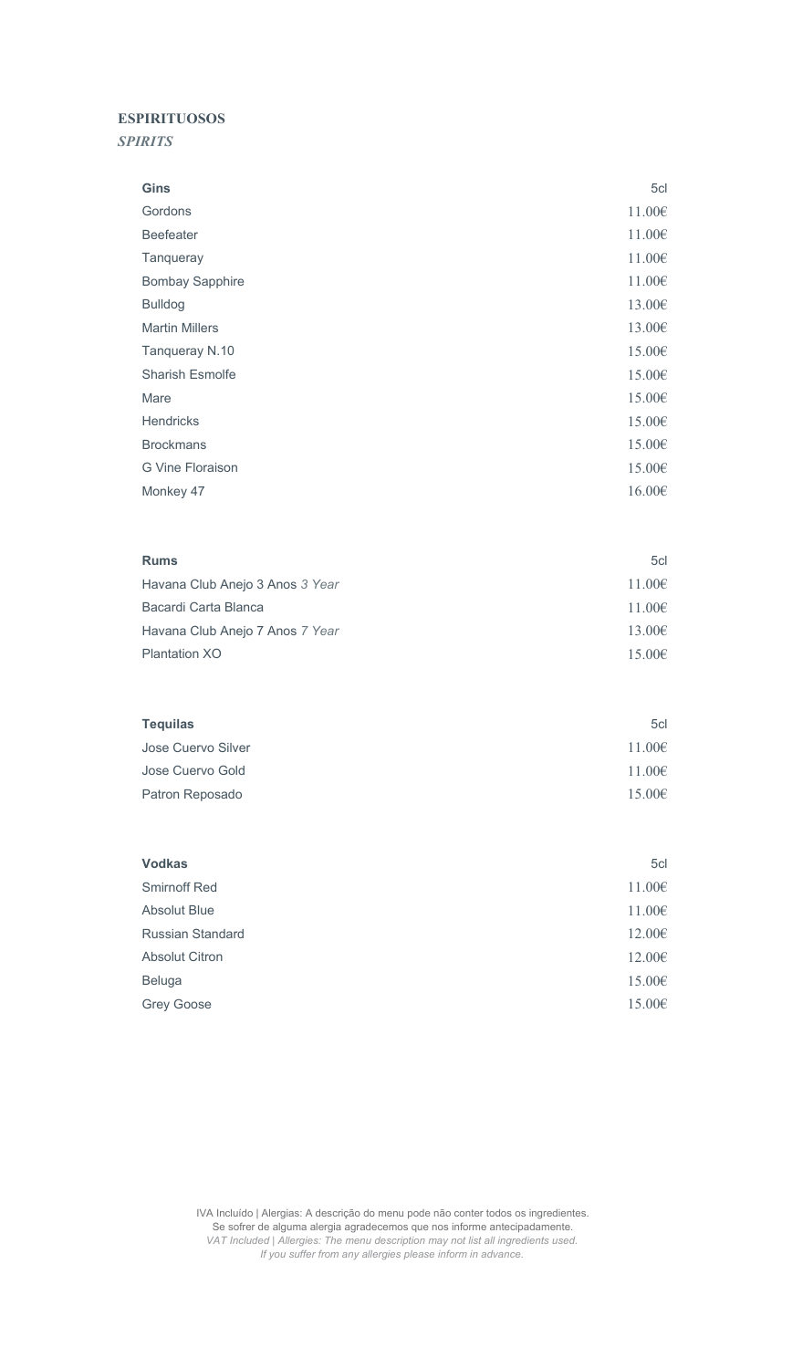## ESPIRITUOSOS

***SPIRITS***

| **Gins** | 5cl |
| --- | --- |
| Gordons | 11.00€ |
| Beefeater | 11.00€ |
| Tanqueray | 11.00€ |
| Bombay Sapphire | 11.00€ |
| Bulldog | 13.00€ |
| Martin Millers | 13.00€ |
| Tanqueray N.10 | 15.00€ |
| Sharish Esmolfe | 15.00€ |
| Mare | 15.00€ |
| Hendricks | 15.00€ |
| Brockmans | 15.00€ |
| G Vine Floraison | 15.00€ |
| Monkey 47 | 16.00€ |

| **Rums** | 5cl |
| --- | --- |
| Havana Club Anejo 3 Anos *3 Year* | 11.00€ |
| Bacardi Carta Blanca | 11.00€ |
| Havana Club Anejo 7 Anos *7 Year* | 13.00€ |
| Plantation XO | 15.00€ |

| **Tequilas** | 5cl |
| --- | --- |
| Jose Cuervo Silver | 11.00€ |
| Jose Cuervo Gold | 11.00€ |
| Patron Reposado | 15.00€ |

| **Vodkas** | 5cl |
| --- | --- |
| Smirnoff Red | 11.00€ |
| Absolut Blue | 11.00€ |
| Russian Standard | 12.00€ |
| Absolut Citron | 12.00€ |
| Beluga | 15.00€ |
| Grey Goose | 15.00€ |

IVA Incluído | Alergias: A descrição do menu pode não conter todos os ingredientes.
Se sofrer de alguma alergia agradecemos que nos informe antecipadamente.
*VAT Included | Allergies: The menu description may not list all ingredients used.*
*If you suffer from any allergies please inform in advance.*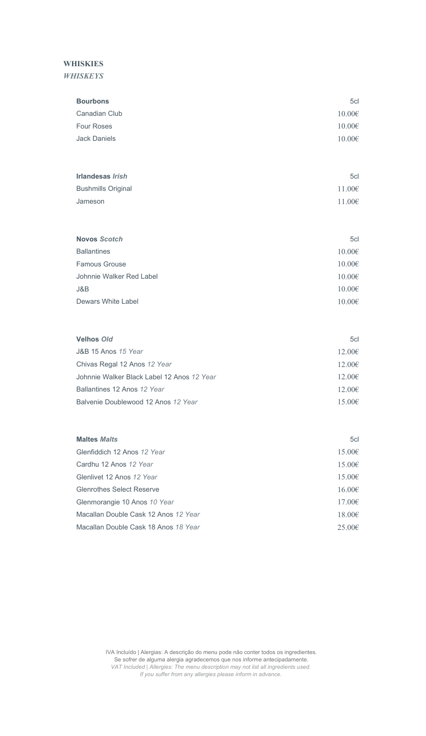## WHISKIES
### *WHISKEYS*

| **Bourbons** | 5cl |
|---|---|
| Canadian Club | 10.00€ |
| Four Roses | 10.00€ |
| Jack Daniels | 10.00€ |

| **Irlandesas** ***Irish*** | 5cl |
|---|---|
| Bushmills Original | 11.00€ |
| Jameson | 11.00€ |

| **Novos** ***Scotch*** | 5cl |
|---|---|
| Ballantines | 10.00€ |
| Famous Grouse | 10.00€ |
| Johnnie Walker Red Label | 10.00€ |
| J&B | 10.00€ |
| Dewars White Label | 10.00€ |

| **Velhos** ***Old*** | 5cl |
|---|---|
| J&B 15 Anos *15 Year* | 12.00€ |
| Chivas Regal 12 Anos *12 Year* | 12.00€ |
| Johnnie Walker Black Label 12 Anos *12 Year* | 12.00€ |
| Ballantines 12 Anos *12 Year* | 12.00€ |
| Balvenie Doublewood 12 Anos *12 Year* | 15.00€ |

| **Maltes** ***Malts*** | 5cl |
|---|---|
| Glenfiddich 12 Anos *12 Year* | 15.00€ |
| Cardhu 12 Anos *12 Year* | 15.00€ |
| Glenlivet 12 Anos *12 Year* | 15.00€ |
| Glenrothes Select Reserve | 16.00€ |
| Glenmorangie 10 Anos *10 Year* | 17.00€ |
| Macallan Double Cask 12 Anos *12 Year* | 18.00€ |
| Macallan Double Cask 18 Anos *18 Year* | 25.00€ |

IVA Incluído | Alergias: A descrição do menu pode não conter todos os ingredientes.
Se sofrer de alguma alergia agradecemos que nos informe antecipadamente.
*VAT Included | Allergies: The menu description may not list all ingredients used.*
*If you suffer from any allergies please inform in advance.*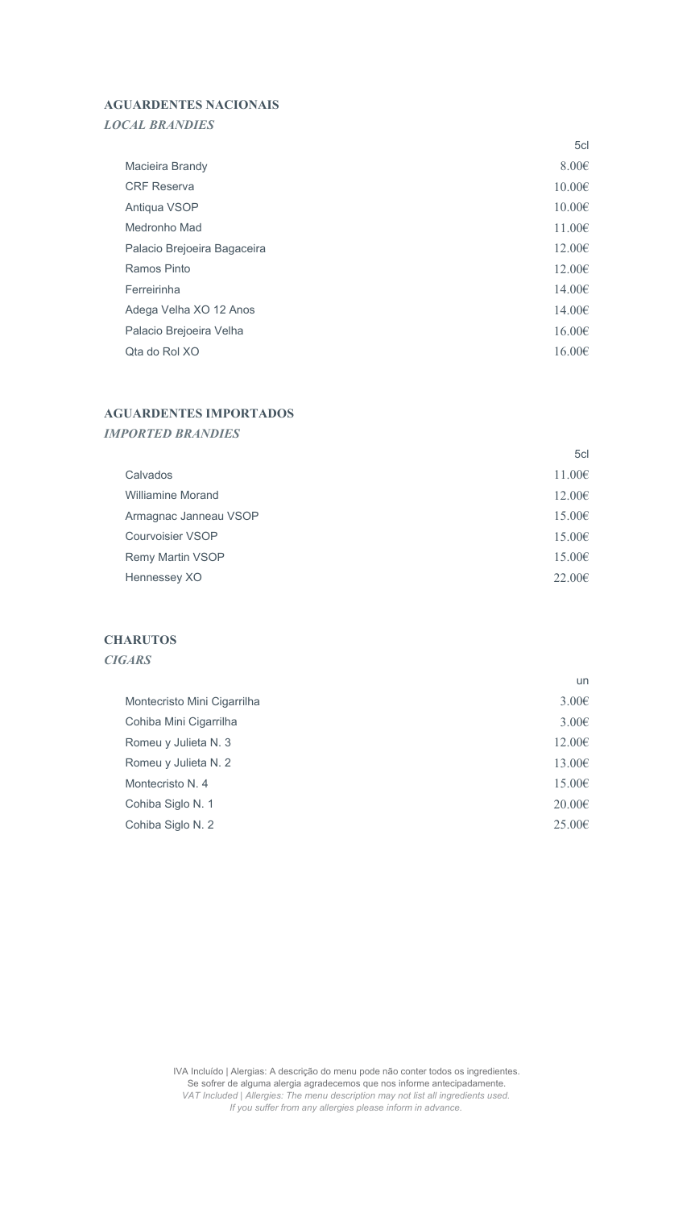## AGUARDENTES NACIONAIS

***LOCAL BRANDIES***

| | 5cl |
|---|---|
| Macieira Brandy | 8.00€ |
| CRF Reserva | 10.00€ |
| Antiqua VSOP | 10.00€ |
| Medronho Mad | 11.00€ |
| Palacio Brejoeira Bagaceira | 12.00€ |
| Ramos Pinto | 12.00€ |
| Ferreirinha | 14.00€ |
| Adega Velha XO 12 Anos | 14.00€ |
| Palacio Brejoeira Velha | 16.00€ |
| Qta do Rol XO | 16.00€ |

## AGUARDENTES IMPORTADOS

***IMPORTED BRANDIES***

| | 5cl |
|---|---|
| Calvados | 11.00€ |
| Williamine Morand | 12.00€ |
| Armagnac Janneau VSOP | 15.00€ |
| Courvoisier VSOP | 15.00€ |
| Remy Martin VSOP | 15.00€ |
| Hennessey XO | 22.00€ |

## CHARUTOS

***CIGARS***

| | un |
|---|---|
| Montecristo Mini Cigarrilha | 3.00€ |
| Cohiba Mini Cigarrilha | 3.00€ |
| Romeu y Julieta N. 3 | 12.00€ |
| Romeu y Julieta N. 2 | 13.00€ |
| Montecristo N. 4 | 15.00€ |
| Cohiba Siglo N. 1 | 20.00€ |
| Cohiba Siglo N. 2 | 25.00€ |

IVA Incluído | Alergias: A descrição do menu pode não conter todos os ingredientes.
Se sofrer de alguma alergia agradecemos que nos informe antecipadamente.
*VAT Included | Allergies: The menu description may not list all ingredients used.*
*If you suffer from any allergies please inform in advance.*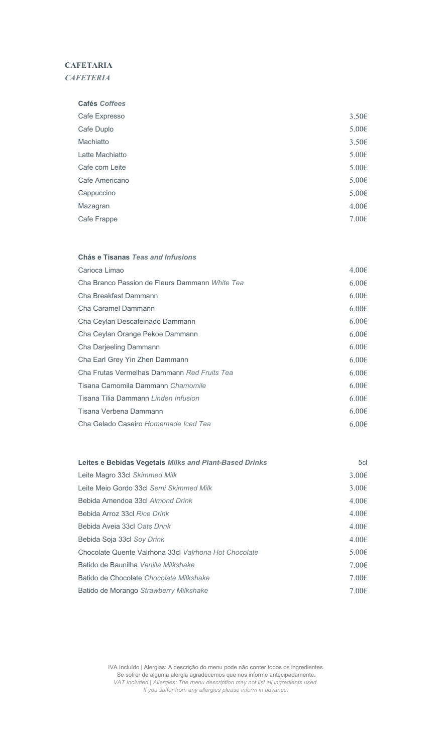## CAFETARIA
*CAFETERIA*

| **Cafés** ***Coffees*** | |
| --- | --- |
| Cafe Expresso | 3.50€ |
| Cafe Duplo | 5.00€ |
| Machiatto | 3.50€ |
| Latte Machiatto | 5.00€ |
| Cafe com Leite | 5.00€ |
| Cafe Americano | 5.00€ |
| Cappuccino | 5.00€ |
| Mazagran | 4.00€ |
| Cafe Frappe | 7.00€ |

| **Chás e Tisanas** ***Teas and Infusions*** | |
| --- | --- |
| Carioca Limao | 4.00€ |
| Cha Branco Passion de Fleurs Dammann *White Tea* | 6.00€ |
| Cha Breakfast Dammann | 6.00€ |
| Cha Caramel Dammann | 6.00€ |
| Cha Ceylan Descafeinado Dammann | 6.00€ |
| Cha Ceylan Orange Pekoe Dammann | 6.00€ |
| Cha Darjeeling Dammann | 6.00€ |
| Cha Earl Grey Yin Zhen Dammann | 6.00€ |
| Cha Frutas Vermelhas Dammann *Red Fruits Tea* | 6.00€ |
| Tisana Camomila Dammann *Chamomile* | 6.00€ |
| Tisana Tilia Dammann *Linden Infusion* | 6.00€ |
| Tisana Verbena Dammann | 6.00€ |
| Cha Gelado Caseiro *Homemade Iced Tea* | 6.00€ |

| **Leites e Bebidas Vegetais** ***Milks and Plant-Based Drinks*** | 5cl |
| --- | --- |
| Leite Magro 33cl *Skimmed Milk* | 3.00€ |
| Leite Meio Gordo 33cl *Semi Skimmed Milk* | 3.00€ |
| Bebida Amendoa 33cl *Almond Drink* | 4.00€ |
| Bebida Arroz 33cl *Rice Drink* | 4.00€ |
| Bebida Aveia 33cl *Oats Drink* | 4.00€ |
| Bebida Soja 33cl *Soy Drink* | 4.00€ |
| Chocolate Quente Valrhona 33cl *Valrhona Hot Chocolate* | 5.00€ |
| Batido de Baunilha *Vanilla Milkshake* | 7.00€ |
| Batido de Chocolate *Chocolate Milkshake* | 7.00€ |
| Batido de Morango *Strawberry Milkshake* | 7.00€ |

IVA Incluído | Alergias: A descrição do menu pode não conter todos os ingredientes.
Se sofrer de alguma alergia agradecemos que nos informe antecipadamente.
*VAT Included | Allergies: The menu description may not list all ingredients used.*
*If you suffer from any allergies please inform in advance.*